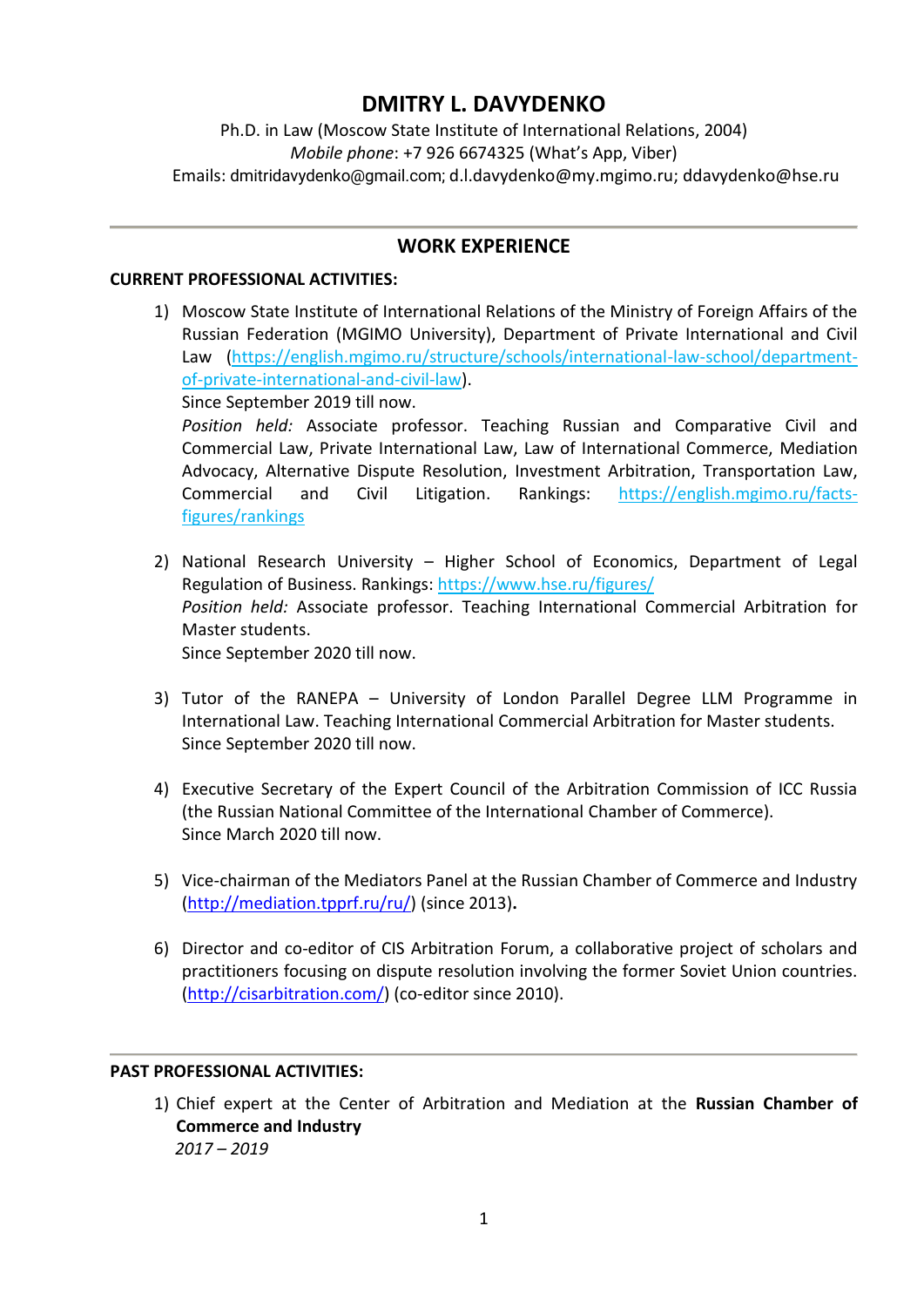# DMITRY L. DAVYDENKO

Ph.D. in Law (Moscow State Institute of International Relations, 2004)
*Mobile phone*: +7 926 6674325 (What's App, Viber)
Emails: dmitridavydenko@gmail.com; d.l.davydenko@my.mgimo.ru; ddavydenko@hse.ru

---

## WORK EXPERIENCE

**CURRENT PROFESSIONAL ACTIVITIES:**

1) Moscow State Institute of International Relations of the Ministry of Foreign Affairs of the Russian Federation (MGIMO University), Department of Private International and Civil Law (https://english.mgimo.ru/structure/schools/international-law-school/department-of-private-international-and-civil-law).
   Since September 2019 till now.
   *Position held:* Associate professor. Teaching Russian and Comparative Civil and Commercial Law, Private International Law, Law of International Commerce, Mediation Advocacy, Alternative Dispute Resolution, Investment Arbitration, Transportation Law, Commercial and Civil Litigation. Rankings: https://english.mgimo.ru/facts-figures/rankings

2) National Research University – Higher School of Economics, Department of Legal Regulation of Business. Rankings: https://www.hse.ru/figures/
   *Position held:* Associate professor. Teaching International Commercial Arbitration for Master students.
   Since September 2020 till now.

3) Tutor of the RANEPA – University of London Parallel Degree LLM Programme in International Law. Teaching International Commercial Arbitration for Master students.
   Since September 2020 till now.

4) Executive Secretary of the Expert Council of the Arbitration Commission of ICC Russia (the Russian National Committee of the International Chamber of Commerce).
   Since March 2020 till now.

5) Vice-chairman of the Mediators Panel at the Russian Chamber of Commerce and Industry (http://mediation.tpprf.ru/ru/) (since 2013)**.**

6) Director and co-editor of CIS Arbitration Forum, a collaborative project of scholars and practitioners focusing on dispute resolution involving the former Soviet Union countries. (http://cisarbitration.com/) (co-editor since 2010).

---

**PAST PROFESSIONAL ACTIVITIES:**

1) Chief expert at the Center of Arbitration and Mediation at the **Russian Chamber of Commerce and Industry**
   *2017 – 2019*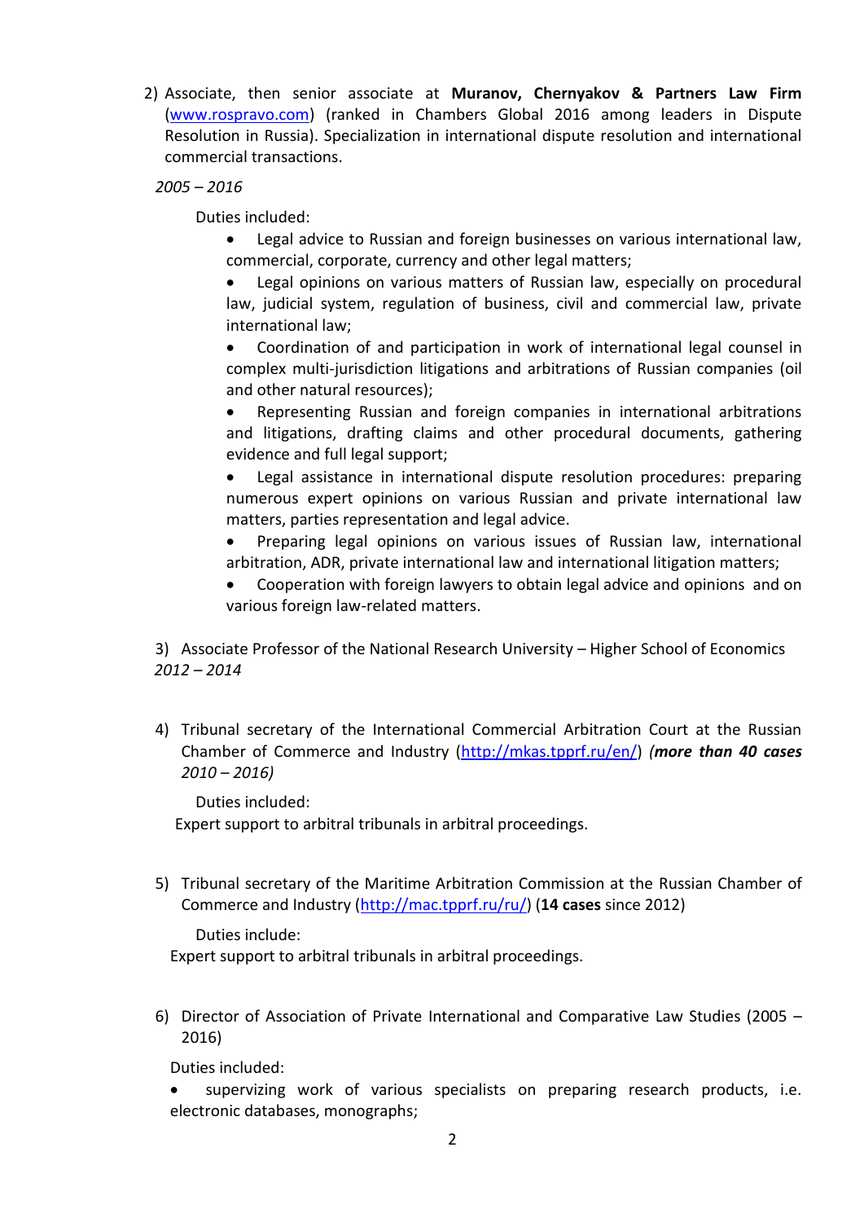2) Associate, then senior associate at **Muranov, Chernyakov & Partners Law Firm** ([www.rospravo.com](www.rospravo.com)) (ranked in Chambers Global 2016 among leaders in Dispute Resolution in Russia). Specialization in international dispute resolution and international commercial transactions.

*2005 – 2016*

Duties included:

- Legal advice to Russian and foreign businesses on various international law, commercial, corporate, currency and other legal matters;
- Legal opinions on various matters of Russian law, especially on procedural law, judicial system, regulation of business, civil and commercial law, private international law;
- Coordination of and participation in work of international legal counsel in complex multi-jurisdiction litigations and arbitrations of Russian companies (oil and other natural resources);
- Representing Russian and foreign companies in international arbitrations and litigations, drafting claims and other procedural documents, gathering evidence and full legal support;
- Legal assistance in international dispute resolution procedures: preparing numerous expert opinions on various Russian and private international law matters, parties representation and legal advice.
- Preparing legal opinions on various issues of Russian law, international arbitration, ADR, private international law and international litigation matters;
- Cooperation with foreign lawyers to obtain legal advice and opinions and on various foreign law-related matters.

3) Associate Professor of the National Research University – Higher School of Economics
*2012 – 2014*

4) Tribunal secretary of the International Commercial Arbitration Court at the Russian Chamber of Commerce and Industry ([http://mkas.tpprf.ru/en/](http://mkas.tpprf.ru/en/)) ***(more than 40 cases** 2010 – 2016)*

Duties included:
Expert support to arbitral tribunals in arbitral proceedings.

5) Tribunal secretary of the Maritime Arbitration Commission at the Russian Chamber of Commerce and Industry ([http://mac.tpprf.ru/ru/](http://mac.tpprf.ru/ru/)) (**14 cases** since 2012)

Duties include:
Expert support to arbitral tribunals in arbitral proceedings.

6) Director of Association of Private International and Comparative Law Studies (2005 – 2016)

Duties included:

- supervizing work of various specialists on preparing research products, i.e. electronic databases, monographs;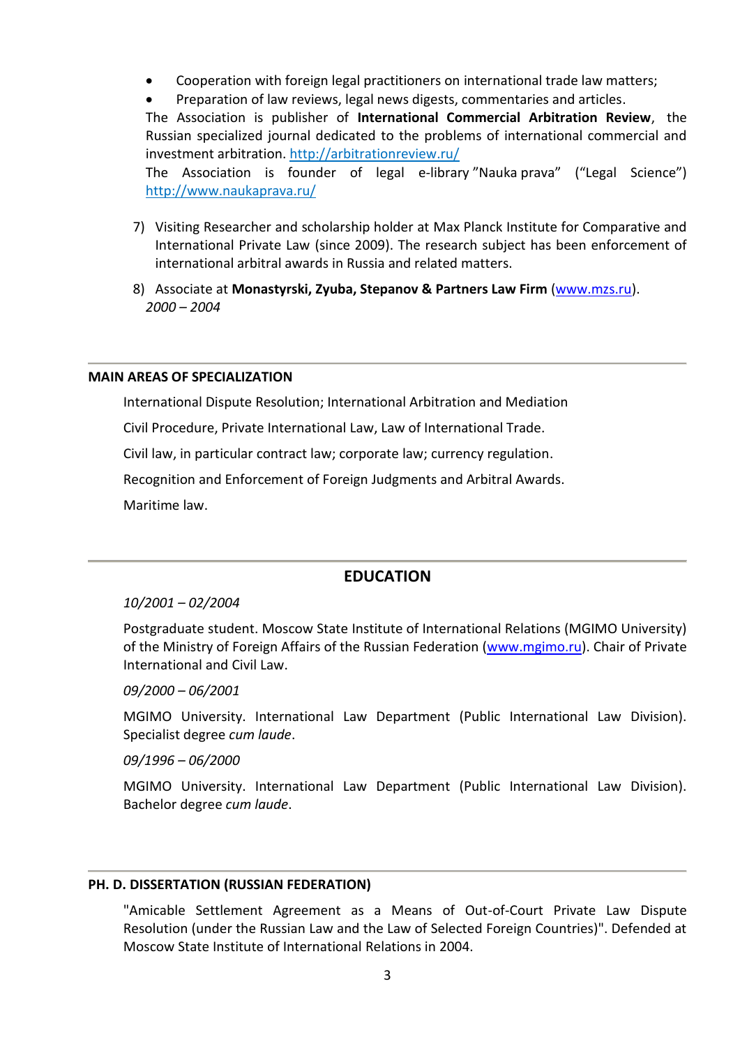- Cooperation with foreign legal practitioners on international trade law matters;
- Preparation of law reviews, legal news digests, commentaries and articles.

The Association is publisher of **International Commercial Arbitration Review**, the Russian specialized journal dedicated to the problems of international commercial and investment arbitration. http://arbitrationreview.ru/

The Association is founder of legal e-library "Nauka prava" ("Legal Science") http://www.naukaprava.ru/

7) Visiting Researcher and scholarship holder at Max Planck Institute for Comparative and International Private Law (since 2009). The research subject has been enforcement of international arbitral awards in Russia and related matters.

8) Associate at **Monastyrski, Zyuba, Stepanov & Partners Law Firm** (www.mzs.ru).
*2000 – 2004*

---

**MAIN AREAS OF SPECIALIZATION**

International Dispute Resolution; International Arbitration and Mediation

Civil Procedure, Private International Law, Law of International Trade.

Civil law, in particular contract law; corporate law; currency regulation.

Recognition and Enforcement of Foreign Judgments and Arbitral Awards.

Maritime law.

---

## EDUCATION

*10/2001 – 02/2004*

Postgraduate student. Moscow State Institute of International Relations (MGIMO University) of the Ministry of Foreign Affairs of the Russian Federation (www.mgimo.ru). Chair of Private International and Civil Law.

*09/2000 – 06/2001*

MGIMO University. International Law Department (Public International Law Division). Specialist degree *cum laude*.

*09/1996 – 06/2000*

MGIMO University. International Law Department (Public International Law Division). Bachelor degree *cum laude*.

---

**PH. D. DISSERTATION (RUSSIAN FEDERATION)**

"Amicable Settlement Agreement as a Means of Out-of-Court Private Law Dispute Resolution (under the Russian Law and the Law of Selected Foreign Countries)". Defended at Moscow State Institute of International Relations in 2004.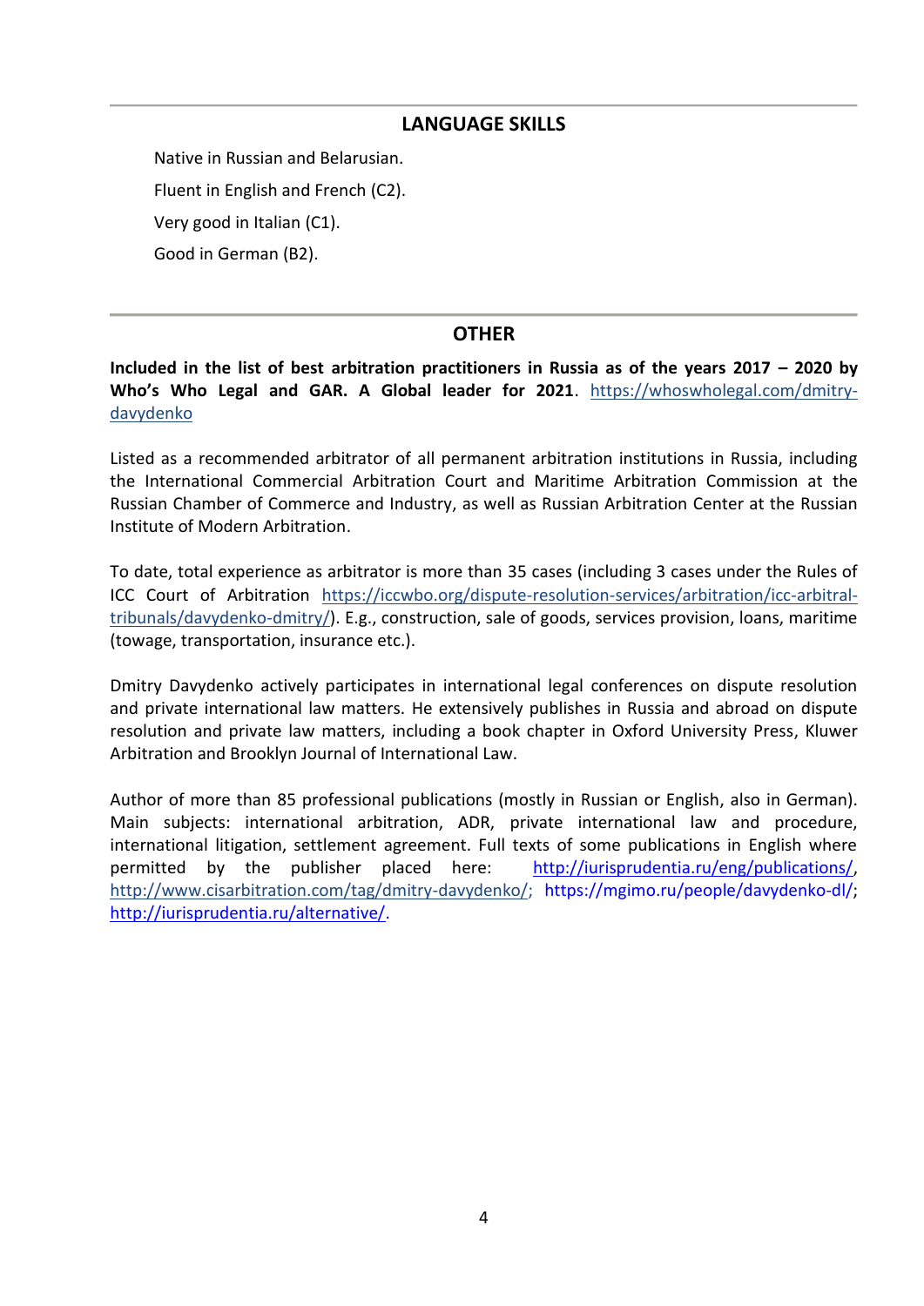## LANGUAGE SKILLS

Native in Russian and Belarusian.

Fluent in English and French (C2).

Very good in Italian (C1).

Good in German (B2).

## OTHER

**Included in the list of best arbitration practitioners in Russia as of the years 2017 – 2020 by Who's Who Legal and GAR. A Global leader for 2021**. https://whoswholegal.com/dmitry-davydenko

Listed as a recommended arbitrator of all permanent arbitration institutions in Russia, including the International Commercial Arbitration Court and Maritime Arbitration Commission at the Russian Chamber of Commerce and Industry, as well as Russian Arbitration Center at the Russian Institute of Modern Arbitration.

To date, total experience as arbitrator is more than 35 cases (including 3 cases under the Rules of ICC Court of Arbitration https://iccwbo.org/dispute-resolution-services/arbitration/icc-arbitral-tribunals/davydenko-dmitry/). E.g., construction, sale of goods, services provision, loans, maritime (towage, transportation, insurance etc.).

Dmitry Davydenko actively participates in international legal conferences on dispute resolution and private international law matters. He extensively publishes in Russia and abroad on dispute resolution and private law matters, including a book chapter in Oxford University Press, Kluwer Arbitration and Brooklyn Journal of International Law.

Author of more than 85 professional publications (mostly in Russian or English, also in German). Main subjects: international arbitration, ADR, private international law and procedure, international litigation, settlement agreement. Full texts of some publications in English where permitted by the publisher placed here: http://iurisprudentia.ru/eng/publications/, http://www.cisarbitration.com/tag/dmitry-davydenko/; https://mgimo.ru/people/davydenko-dl/; http://iurisprudentia.ru/alternative/.